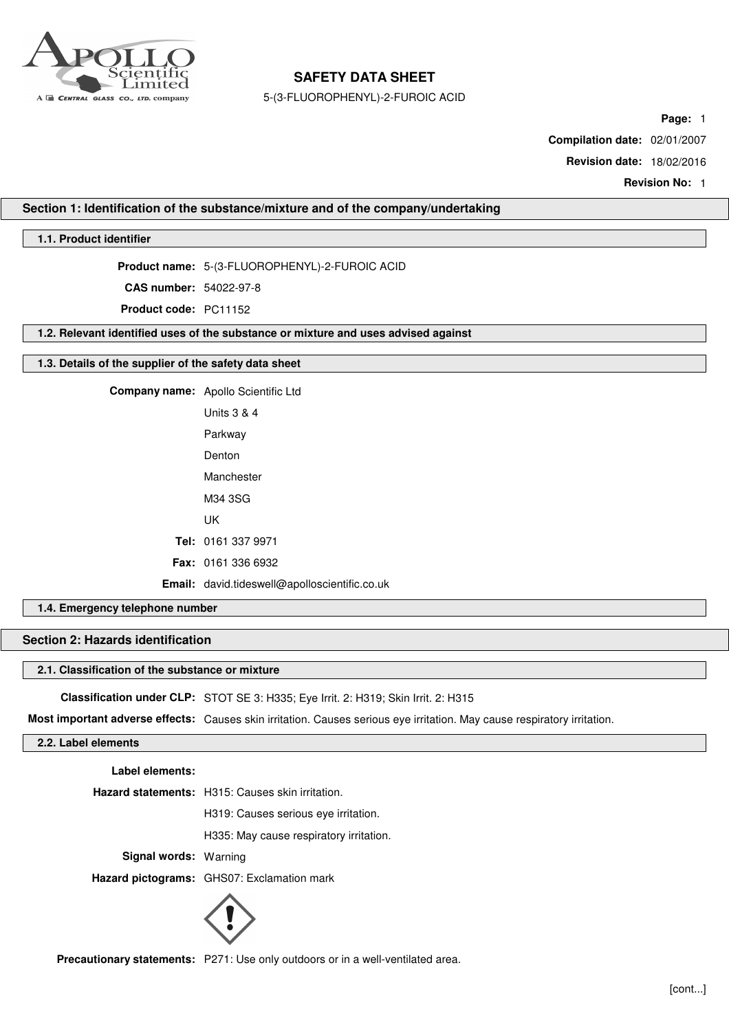# SAFETY DATA SHEET

5-(3-FLUOROPHENYL)-2-FUROIC ACID

**Compilation date:** 02/01/2007

**Revision date:** 18/02/2016

**Revision No:** 1

## Section 1: Identification of the substance/mixture and of the company/undertaking

### 1.1. Product identifier

**Product name:** 5-(3-FLUOROPHENYL)-2-FUROIC ACID

**CAS number:** 54022-97-8

**Product code:** PC11152

### 1.2. Relevant identified uses of the substance or mixture and uses advised against

### 1.3. Details of the supplier of the safety data sheet

**Company name:** Apollo Scientific Ltd
Units 3 & 4
Parkway
Denton
Manchester
M34 3SG
UK

**Tel:** 0161 337 9971

**Fax:** 0161 336 6932

**Email:** david.tideswell@apolloscientific.co.uk

### 1.4. Emergency telephone number

## Section 2: Hazards identification

### 2.1. Classification of the substance or mixture

**Classification under CLP:** STOT SE 3: H335; Eye Irrit. 2: H319; Skin Irrit. 2: H315

**Most important adverse effects:** Causes skin irritation. Causes serious eye irritation. May cause respiratory irritation.

### 2.2. Label elements

**Label elements:**

**Hazard statements:** H315: Causes skin irritation.
H319: Causes serious eye irritation.
H335: May cause respiratory irritation.

**Signal words:** Warning

**Hazard pictograms:** GHS07: Exclamation mark

**Precautionary statements:** P271: Use only outdoors or in a well-ventilated area.

[cont...]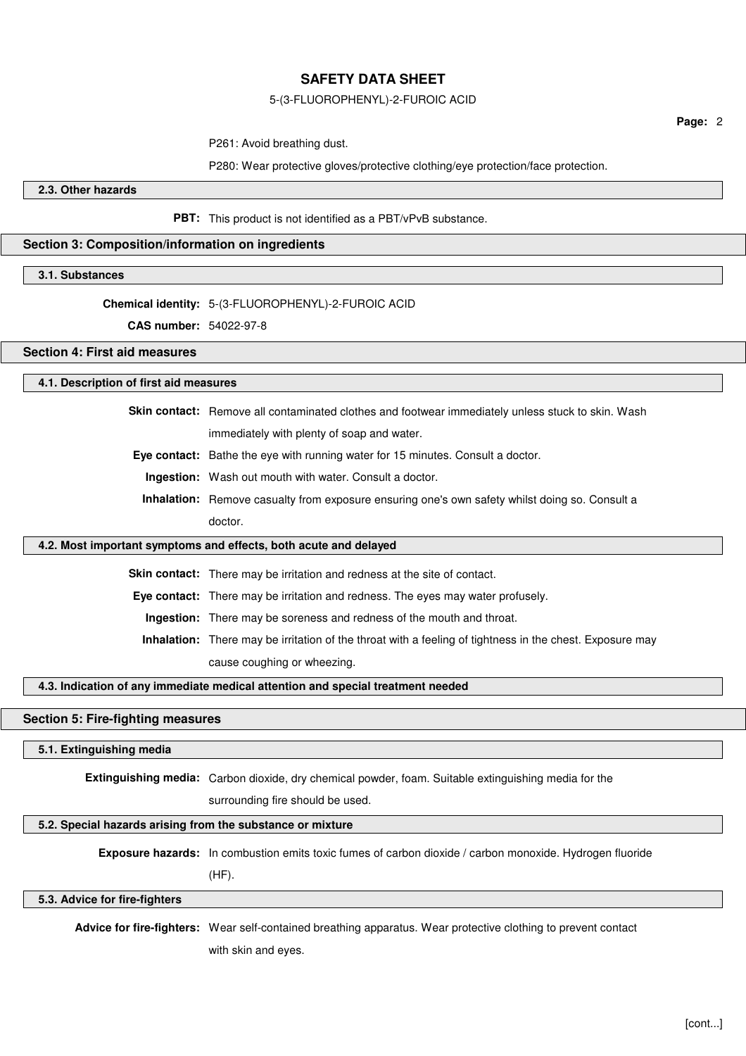P261: Avoid breathing dust.

P280: Wear protective gloves/protective clothing/eye protection/face protection.

### 2.3. Other hazards

**PBT:** This product is not identified as a PBT/vPvB substance.

## Section 3: Composition/information on ingredients

### 3.1. Substances

**Chemical identity:** 5-(3-FLUOROPHENYL)-2-FUROIC ACID

**CAS number:** 54022-97-8

## Section 4: First aid measures

### 4.1. Description of first aid measures

**Skin contact:** Remove all contaminated clothes and footwear immediately unless stuck to skin. Wash immediately with plenty of soap and water.

**Eye contact:** Bathe the eye with running water for 15 minutes. Consult a doctor.

**Ingestion:** Wash out mouth with water. Consult a doctor.

**Inhalation:** Remove casualty from exposure ensuring one's own safety whilst doing so. Consult a doctor.

### 4.2. Most important symptoms and effects, both acute and delayed

**Skin contact:** There may be irritation and redness at the site of contact.

**Eye contact:** There may be irritation and redness. The eyes may water profusely.

**Ingestion:** There may be soreness and redness of the mouth and throat.

**Inhalation:** There may be irritation of the throat with a feeling of tightness in the chest. Exposure may cause coughing or wheezing.

### 4.3. Indication of any immediate medical attention and special treatment needed

## Section 5: Fire-fighting measures

### 5.1. Extinguishing media

**Extinguishing media:** Carbon dioxide, dry chemical powder, foam. Suitable extinguishing media for the surrounding fire should be used.

### 5.2. Special hazards arising from the substance or mixture

**Exposure hazards:** In combustion emits toxic fumes of carbon dioxide / carbon monoxide. Hydrogen fluoride (HF).

### 5.3. Advice for fire-fighters

**Advice for fire-fighters:** Wear self-contained breathing apparatus. Wear protective clothing to prevent contact with skin and eyes.

[cont...]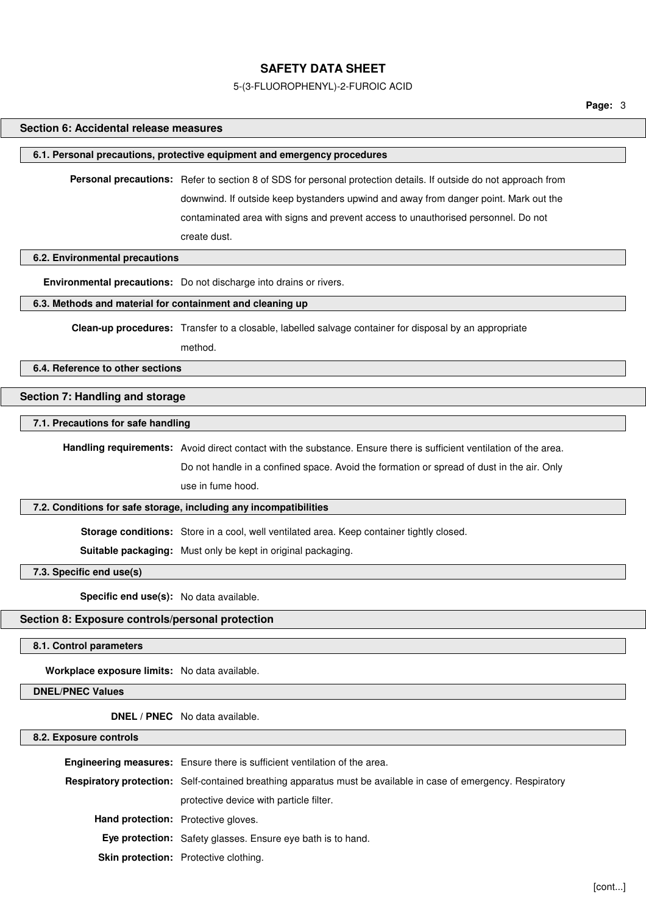## Section 6: Accidental release measures

### 6.1. Personal precautions, protective equipment and emergency procedures

**Personal precautions:** Refer to section 8 of SDS for personal protection details. If outside do not approach from downwind. If outside keep bystanders upwind and away from danger point. Mark out the contaminated area with signs and prevent access to unauthorised personnel. Do not create dust.

### 6.2. Environmental precautions

**Environmental precautions:** Do not discharge into drains or rivers.

### 6.3. Methods and material for containment and cleaning up

**Clean-up procedures:** Transfer to a closable, labelled salvage container for disposal by an appropriate method.

### 6.4. Reference to other sections

## Section 7: Handling and storage

### 7.1. Precautions for safe handling

**Handling requirements:** Avoid direct contact with the substance. Ensure there is sufficient ventilation of the area. Do not handle in a confined space. Avoid the formation or spread of dust in the air. Only use in fume hood.

### 7.2. Conditions for safe storage, including any incompatibilities

**Storage conditions:** Store in a cool, well ventilated area. Keep container tightly closed.

**Suitable packaging:** Must only be kept in original packaging.

### 7.3. Specific end use(s)

**Specific end use(s):** No data available.

## Section 8: Exposure controls/personal protection

### 8.1. Control parameters

**Workplace exposure limits:** No data available.

### DNEL/PNEC Values

**DNEL / PNEC** No data available.

### 8.2. Exposure controls

**Engineering measures:** Ensure there is sufficient ventilation of the area.

**Respiratory protection:** Self-contained breathing apparatus must be available in case of emergency. Respiratory protective device with particle filter.

**Hand protection:** Protective gloves.

**Eye protection:** Safety glasses. Ensure eye bath is to hand.

**Skin protection:** Protective clothing.

[cont...]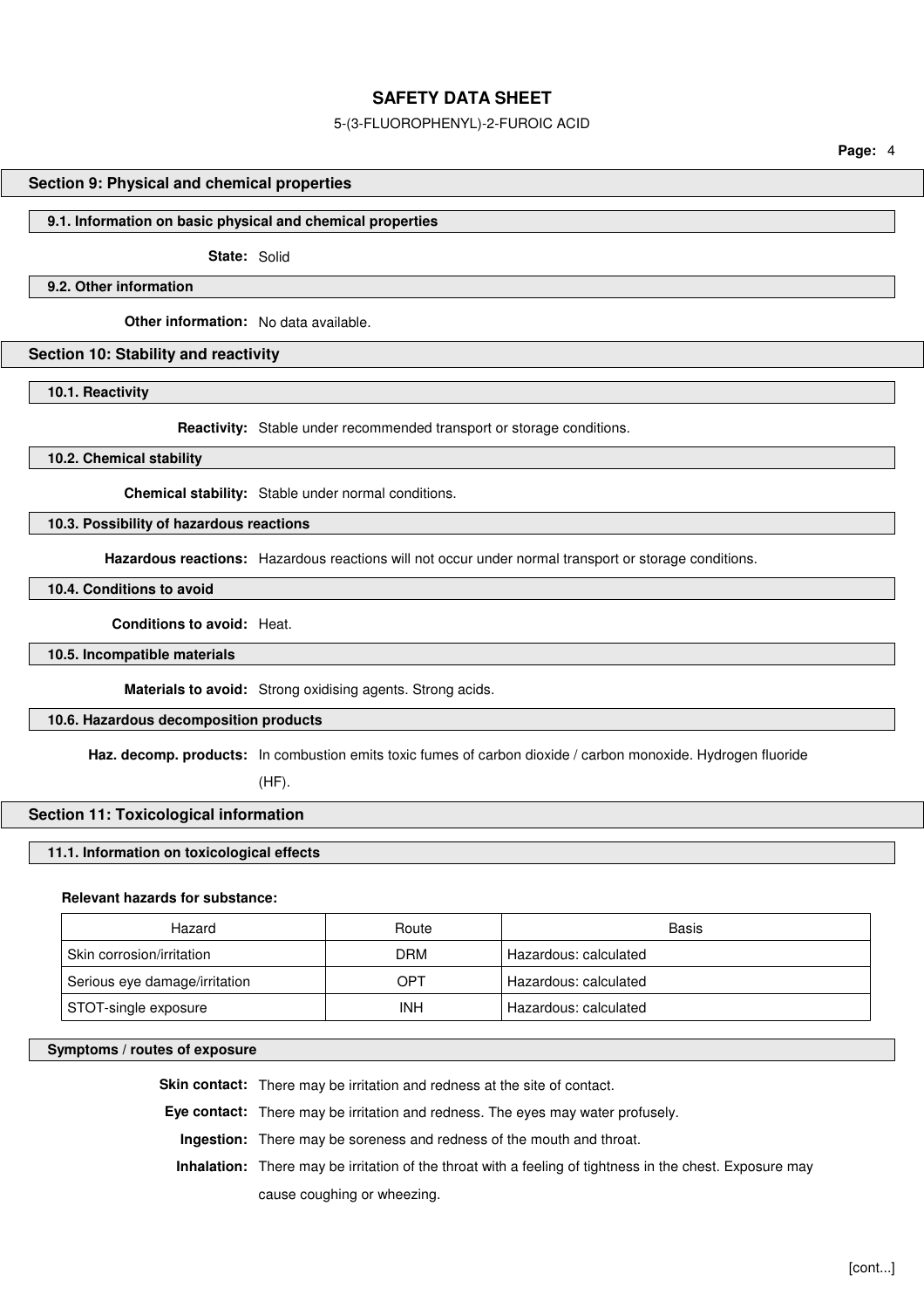## Section 9: Physical and chemical properties

### 9.1. Information on basic physical and chemical properties

**State:** Solid

### 9.2. Other information

**Other information:** No data available.

## Section 10: Stability and reactivity

### 10.1. Reactivity

**Reactivity:** Stable under recommended transport or storage conditions.

### 10.2. Chemical stability

**Chemical stability:** Stable under normal conditions.

### 10.3. Possibility of hazardous reactions

**Hazardous reactions:** Hazardous reactions will not occur under normal transport or storage conditions.

### 10.4. Conditions to avoid

**Conditions to avoid:** Heat.

### 10.5. Incompatible materials

**Materials to avoid:** Strong oxidising agents. Strong acids.

### 10.6. Hazardous decomposition products

**Haz. decomp. products:** In combustion emits toxic fumes of carbon dioxide / carbon monoxide. Hydrogen fluoride (HF).

## Section 11: Toxicological information

### 11.1. Information on toxicological effects

**Relevant hazards for substance:**

| Hazard | Route | Basis |
|---|---|---|
| Skin corrosion/irritation | DRM | Hazardous: calculated |
| Serious eye damage/irritation | OPT | Hazardous: calculated |
| STOT-single exposure | INH | Hazardous: calculated |

### Symptoms / routes of exposure

**Skin contact:** There may be irritation and redness at the site of contact.

**Eye contact:** There may be irritation and redness. The eyes may water profusely.

**Ingestion:** There may be soreness and redness of the mouth and throat.

**Inhalation:** There may be irritation of the throat with a feeling of tightness in the chest. Exposure may cause coughing or wheezing.

[cont...]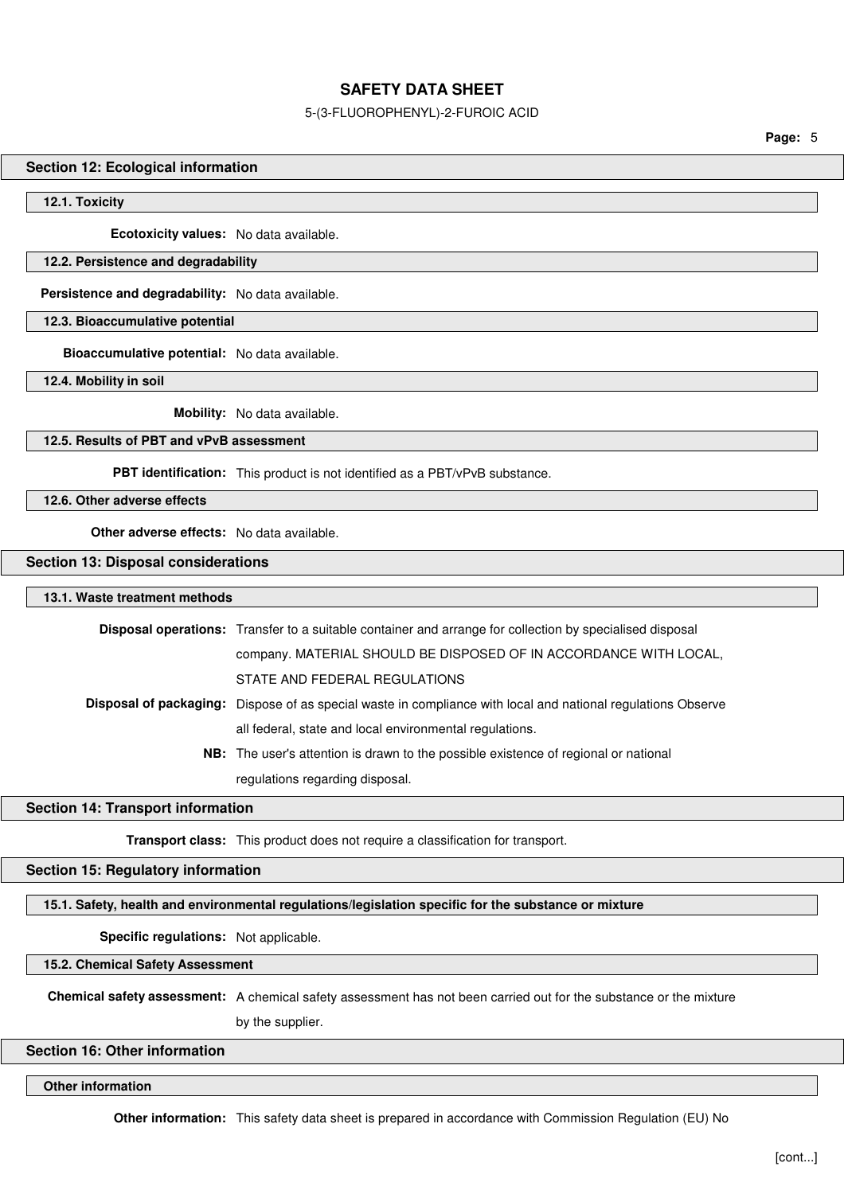## Section 12: Ecological information

### 12.1. Toxicity

**Ecotoxicity values:** No data available.

### 12.2. Persistence and degradability

**Persistence and degradability:** No data available.

### 12.3. Bioaccumulative potential

**Bioaccumulative potential:** No data available.

### 12.4. Mobility in soil

**Mobility:** No data available.

### 12.5. Results of PBT and vPvB assessment

**PBT identification:** This product is not identified as a PBT/vPvB substance.

### 12.6. Other adverse effects

**Other adverse effects:** No data available.

## Section 13: Disposal considerations

### 13.1. Waste treatment methods

**Disposal operations:** Transfer to a suitable container and arrange for collection by specialised disposal company. MATERIAL SHOULD BE DISPOSED OF IN ACCORDANCE WITH LOCAL, STATE AND FEDERAL REGULATIONS

**Disposal of packaging:** Dispose of as special waste in compliance with local and national regulations Observe all federal, state and local environmental regulations.

**NB:** The user's attention is drawn to the possible existence of regional or national regulations regarding disposal.

## Section 14: Transport information

**Transport class:** This product does not require a classification for transport.

## Section 15: Regulatory information

### 15.1. Safety, health and environmental regulations/legislation specific for the substance or mixture

**Specific regulations:** Not applicable.

### 15.2. Chemical Safety Assessment

**Chemical safety assessment:** A chemical safety assessment has not been carried out for the substance or the mixture by the supplier.

## Section 16: Other information

### Other information

**Other information:** This safety data sheet is prepared in accordance with Commission Regulation (EU) No

[cont...]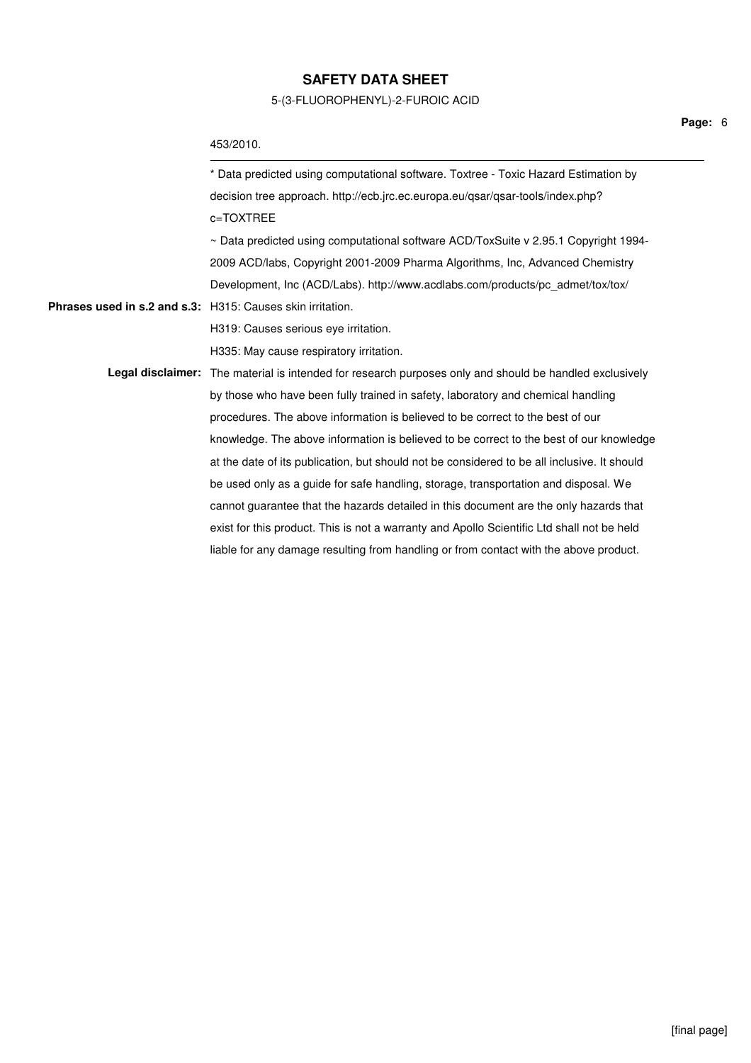453/2010.

* Data predicted using computational software. Toxtree - Toxic Hazard Estimation by decision tree approach. http://ecb.jrc.ec.europa.eu/qsar/qsar-tools/index.php?c=TOXTREE

~ Data predicted using computational software ACD/ToxSuite v 2.95.1 Copyright 1994-2009 ACD/labs, Copyright 2001-2009 Pharma Algorithms, Inc, Advanced Chemistry Development, Inc (ACD/Labs). http://www.acdlabs.com/products/pc_admet/tox/tox/

**Phrases used in s.2 and s.3:** H315: Causes skin irritation.

H319: Causes serious eye irritation.

H335: May cause respiratory irritation.

**Legal disclaimer:** The material is intended for research purposes only and should be handled exclusively by those who have been fully trained in safety, laboratory and chemical handling procedures. The above information is believed to be correct to the best of our knowledge. The above information is believed to be correct to the best of our knowledge at the date of its publication, but should not be considered to be all inclusive. It should be used only as a guide for safe handling, storage, transportation and disposal. We cannot guarantee that the hazards detailed in this document are the only hazards that exist for this product. This is not a warranty and Apollo Scientific Ltd shall not be held liable for any damage resulting from handling or from contact with the above product.

[final page]